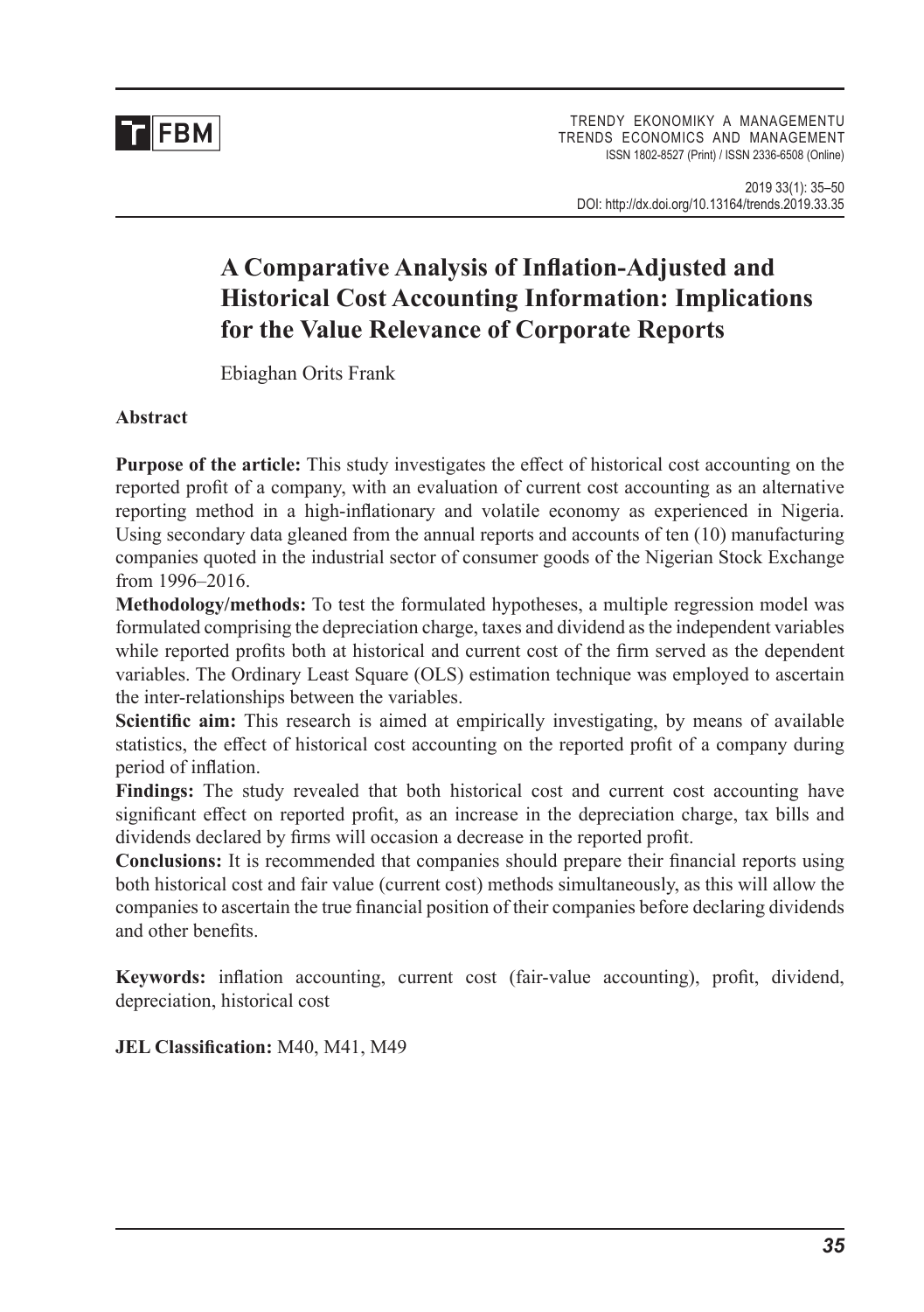# A Comparative Analysis of Inflation-Adjusted and Historical Cost Accounting Information: Implications for the Value Relevance of Corporate Reports

Ebiaghan Orits Frank

**Abstract**

**Purpose of the article:** This study investigates the effect of historical cost accounting on the reported profit of a company, with an evaluation of current cost accounting as an alternative reporting method in a high-inflationary and volatile economy as experienced in Nigeria. Using secondary data gleaned from the annual reports and accounts of ten (10) manufacturing companies quoted in the industrial sector of consumer goods of the Nigerian Stock Exchange from 1996–2016.

**Methodology/methods:** To test the formulated hypotheses, a multiple regression model was formulated comprising the depreciation charge, taxes and dividend as the independent variables while reported profits both at historical and current cost of the firm served as the dependent variables. The Ordinary Least Square (OLS) estimation technique was employed to ascertain the inter-relationships between the variables.

**Scientific aim:** This research is aimed at empirically investigating, by means of available statistics, the effect of historical cost accounting on the reported profit of a company during period of inflation.

**Findings:** The study revealed that both historical cost and current cost accounting have significant effect on reported profit, as an increase in the depreciation charge, tax bills and dividends declared by firms will occasion a decrease in the reported profit.

**Conclusions:** It is recommended that companies should prepare their financial reports using both historical cost and fair value (current cost) methods simultaneously, as this will allow the companies to ascertain the true financial position of their companies before declaring dividends and other benefits.

**Keywords:** inflation accounting, current cost (fair-value accounting), profit, dividend, depreciation, historical cost

**JEL Classification:** M40, M41, M49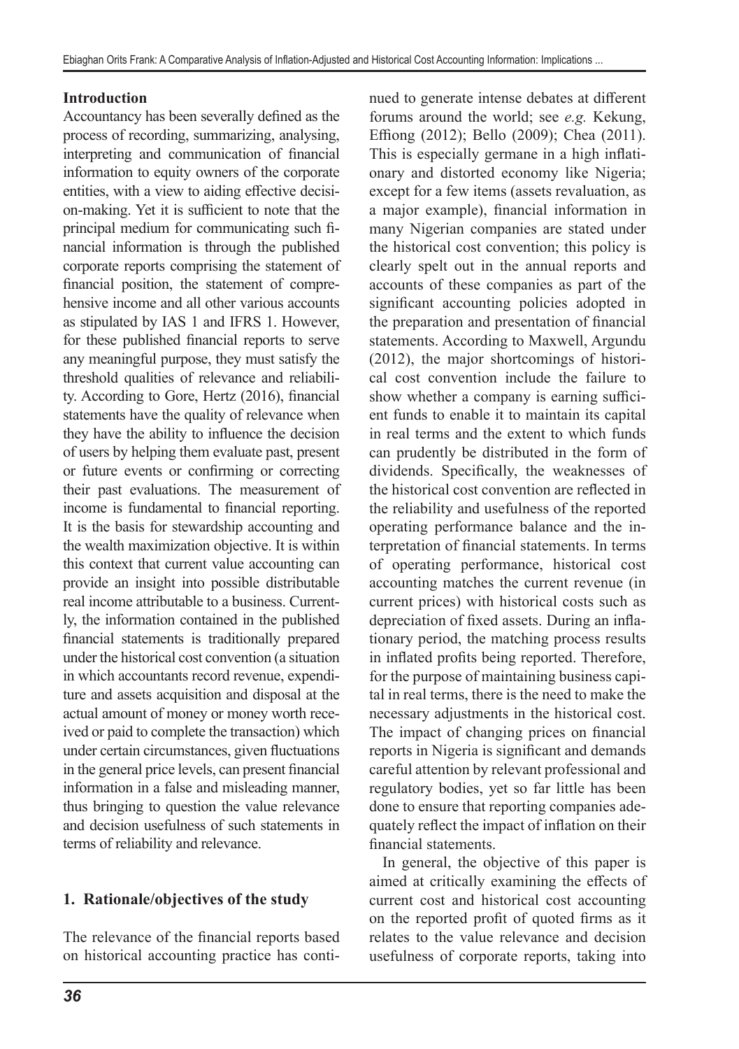**Introduction**

Accountancy has been severally defined as the process of recording, summarizing, analysing, interpreting and communication of financial information to equity owners of the corporate entities, with a view to aiding effective decision-making. Yet it is sufficient to note that the principal medium for communicating such financial information is through the published corporate reports comprising the statement of financial position, the statement of comprehensive income and all other various accounts as stipulated by IAS 1 and IFRS 1. However, for these published financial reports to serve any meaningful purpose, they must satisfy the threshold qualities of relevance and reliability. According to Gore, Hertz (2016), financial statements have the quality of relevance when they have the ability to influence the decision of users by helping them evaluate past, present or future events or confirming or correcting their past evaluations. The measurement of income is fundamental to financial reporting. It is the basis for stewardship accounting and the wealth maximization objective. It is within this context that current value accounting can provide an insight into possible distributable real income attributable to a business. Currently, the information contained in the published financial statements is traditionally prepared under the historical cost convention (a situation in which accountants record revenue, expenditure and assets acquisition and disposal at the actual amount of money or money worth received or paid to complete the transaction) which under certain circumstances, given fluctuations in the general price levels, can present financial information in a false and misleading manner, thus bringing to question the value relevance and decision usefulness of such statements in terms of reliability and relevance.

## 1. Rationale/objectives of the study

The relevance of the financial reports based on historical accounting practice has continued to generate intense debates at different forums around the world; see *e.g.* Kekung, Effiong (2012); Bello (2009); Chea (2011). This is especially germane in a high inflationary and distorted economy like Nigeria; except for a few items (assets revaluation, as a major example), financial information in many Nigerian companies are stated under the historical cost convention; this policy is clearly spelt out in the annual reports and accounts of these companies as part of the significant accounting policies adopted in the preparation and presentation of financial statements. According to Maxwell, Argundu (2012), the major shortcomings of historical cost convention include the failure to show whether a company is earning sufficient funds to enable it to maintain its capital in real terms and the extent to which funds can prudently be distributed in the form of dividends. Specifically, the weaknesses of the historical cost convention are reflected in the reliability and usefulness of the reported operating performance balance and the interpretation of financial statements. In terms of operating performance, historical cost accounting matches the current revenue (in current prices) with historical costs such as depreciation of fixed assets. During an inflationary period, the matching process results in inflated profits being reported. Therefore, for the purpose of maintaining business capital in real terms, there is the need to make the necessary adjustments in the historical cost. The impact of changing prices on financial reports in Nigeria is significant and demands careful attention by relevant professional and regulatory bodies, yet so far little has been done to ensure that reporting companies adequately reflect the impact of inflation on their financial statements.

In general, the objective of this paper is aimed at critically examining the effects of current cost and historical cost accounting on the reported profit of quoted firms as it relates to the value relevance and decision usefulness of corporate reports, taking into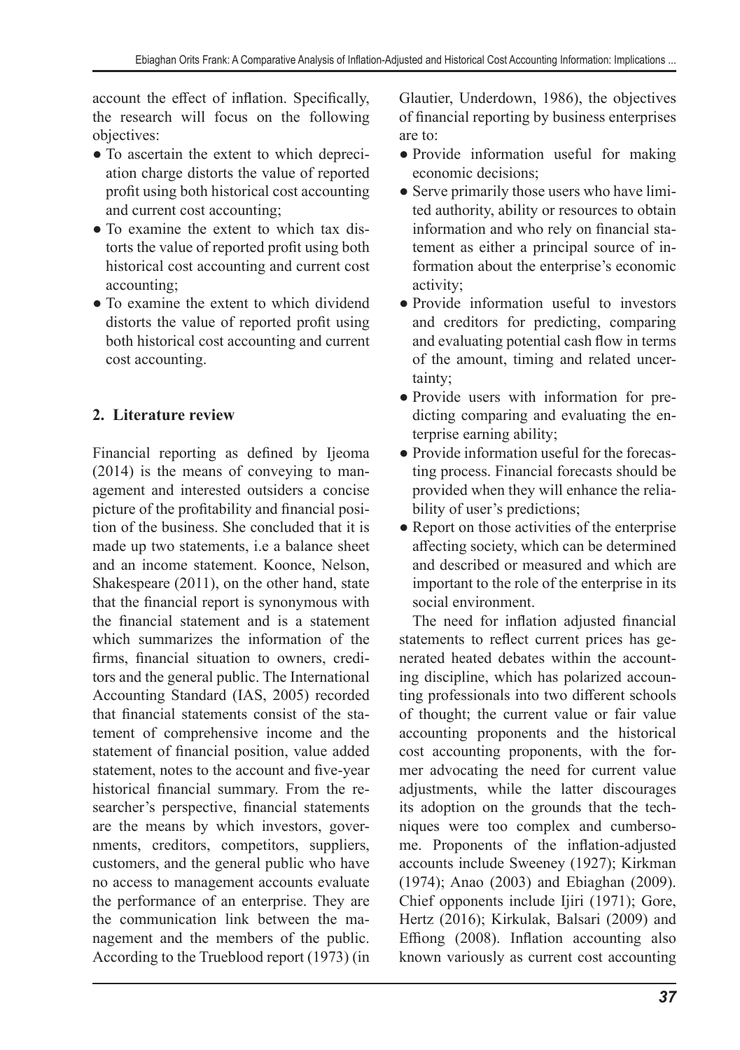account the effect of inflation. Specifically, the research will focus on the following objectives:

- To ascertain the extent to which depreciation charge distorts the value of reported profit using both historical cost accounting and current cost accounting;
- To examine the extent to which tax distorts the value of reported profit using both historical cost accounting and current cost accounting;
- To examine the extent to which dividend distorts the value of reported profit using both historical cost accounting and current cost accounting.

## 2. Literature review

Financial reporting as defined by Ijeoma (2014) is the means of conveying to management and interested outsiders a concise picture of the profitability and financial position of the business. She concluded that it is made up two statements, i.e a balance sheet and an income statement. Koonce, Nelson, Shakespeare (2011), on the other hand, state that the financial report is synonymous with the financial statement and is a statement which summarizes the information of the firms, financial situation to owners, creditors and the general public. The International Accounting Standard (IAS, 2005) recorded that financial statements consist of the statement of comprehensive income and the statement of financial position, value added statement, notes to the account and five-year historical financial summary. From the researcher's perspective, financial statements are the means by which investors, governments, creditors, competitors, suppliers, customers, and the general public who have no access to management accounts evaluate the performance of an enterprise. They are the communication link between the management and the members of the public. According to the Trueblood report (1973) (in Glautier, Underdown, 1986), the objectives of financial reporting by business enterprises are to:

- Provide information useful for making economic decisions;
- Serve primarily those users who have limited authority, ability or resources to obtain information and who rely on financial statement as either a principal source of information about the enterprise's economic activity;
- Provide information useful to investors and creditors for predicting, comparing and evaluating potential cash flow in terms of the amount, timing and related uncertainty;
- Provide users with information for predicting comparing and evaluating the enterprise earning ability;
- Provide information useful for the forecasting process. Financial forecasts should be provided when they will enhance the reliability of user's predictions;
- Report on those activities of the enterprise affecting society, which can be determined and described or measured and which are important to the role of the enterprise in its social environment.

The need for inflation adjusted financial statements to reflect current prices has generated heated debates within the accounting discipline, which has polarized accounting professionals into two different schools of thought; the current value or fair value accounting proponents and the historical cost accounting proponents, with the former advocating the need for current value adjustments, while the latter discourages its adoption on the grounds that the techniques were too complex and cumbersome. Proponents of the inflation-adjusted accounts include Sweeney (1927); Kirkman (1974); Anao (2003) and Ebiaghan (2009). Chief opponents include Ijiri (1971); Gore, Hertz (2016); Kirkulak, Balsari (2009) and Effiong (2008). Inflation accounting also known variously as current cost accounting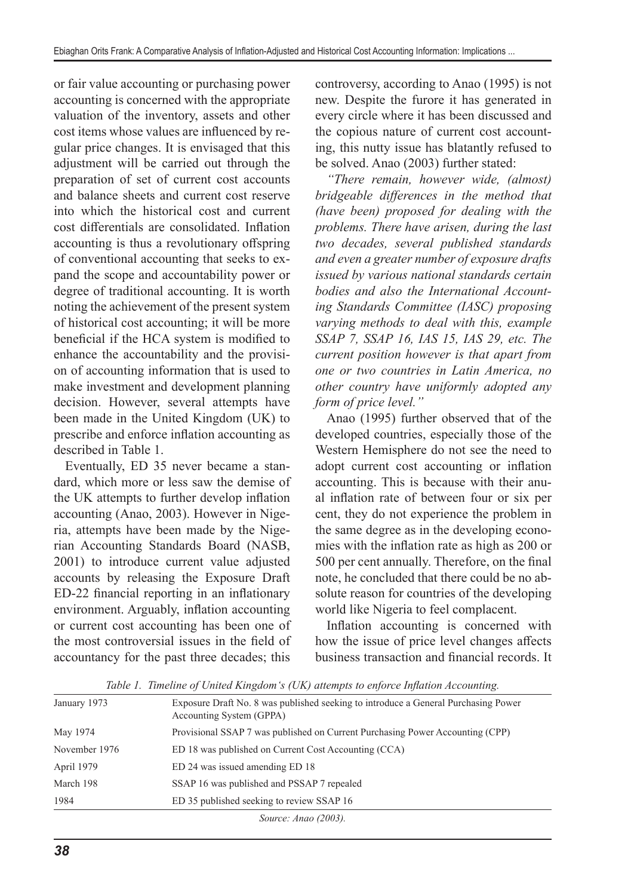or fair value accounting or purchasing power accounting is concerned with the appropriate valuation of the inventory, assets and other cost items whose values are influenced by regular price changes. It is envisaged that this adjustment will be carried out through the preparation of set of current cost accounts and balance sheets and current cost reserve into which the historical cost and current cost differentials are consolidated. Inflation accounting is thus a revolutionary offspring of conventional accounting that seeks to expand the scope and accountability power or degree of traditional accounting. It is worth noting the achievement of the present system of historical cost accounting; it will be more beneficial if the HCA system is modified to enhance the accountability and the provision of accounting information that is used to make investment and development planning decision. However, several attempts have been made in the United Kingdom (UK) to prescribe and enforce inflation accounting as described in Table 1.

Eventually, ED 35 never became a standard, which more or less saw the demise of the UK attempts to further develop inflation accounting (Anao, 2003). However in Nigeria, attempts have been made by the Nigerian Accounting Standards Board (NASB, 2001) to introduce current value adjusted accounts by releasing the Exposure Draft ED-22 financial reporting in an inflationary environment. Arguably, inflation accounting or current cost accounting has been one of the most controversial issues in the field of accountancy for the past three decades; this controversy, according to Anao (1995) is not new. Despite the furore it has generated in every circle where it has been discussed and the copious nature of current cost accounting, this nutty issue has blatantly refused to be solved. Anao (2003) further stated:

*"There remain, however wide, (almost) bridgeable differences in the method that (have been) proposed for dealing with the problems. There have arisen, during the last two decades, several published standards and even a greater number of exposure drafts issued by various national standards certain bodies and also the International Accounting Standards Committee (IASC) proposing varying methods to deal with this, example SSAP 7, SSAP 16, IAS 15, IAS 29, etc. The current position however is that apart from one or two countries in Latin America, no other country have uniformly adopted any form of price level."*

Anao (1995) further observed that of the developed countries, especially those of the Western Hemisphere do not see the need to adopt current cost accounting or inflation accounting. This is because with their anual inflation rate of between four or six per cent, they do not experience the problem in the same degree as in the developing economies with the inflation rate as high as 200 or 500 per cent annually. Therefore, on the final note, he concluded that there could be no absolute reason for countries of the developing world like Nigeria to feel complacent.

Inflation accounting is concerned with how the issue of price level changes affects business transaction and financial records. It

*Table 1. Timeline of United Kingdom's (UK) attempts to enforce Inflation Accounting.*

| | |
|---|---|
| January 1973 | Exposure Draft No. 8 was published seeking to introduce a General Purchasing Power Accounting System (GPPA) |
| May 1974 | Provisional SSAP 7 was published on Current Purchasing Power Accounting (CPP) |
| November 1976 | ED 18 was published on Current Cost Accounting (CCA) |
| April 1979 | ED 24 was issued amending ED 18 |
| March 198 | SSAP 16 was published and PSSAP 7 repealed |
| 1984 | ED 35 published seeking to review SSAP 16 |

*Source: Anao (2003).*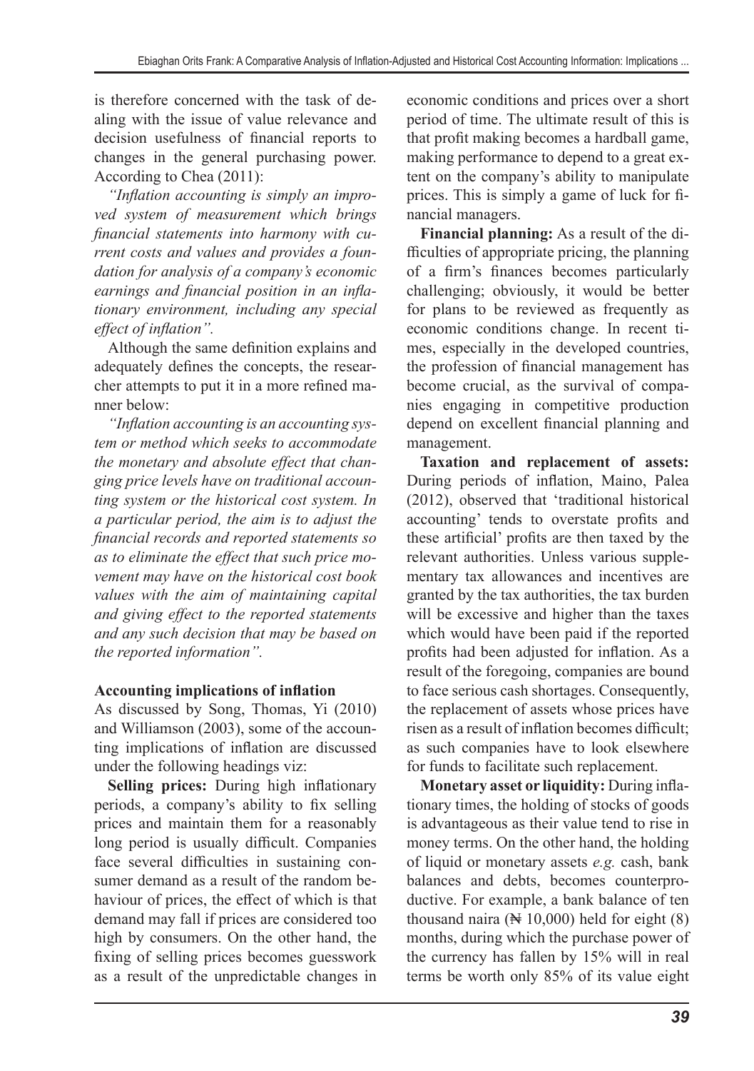is therefore concerned with the task of dealing with the issue of value relevance and decision usefulness of financial reports to changes in the general purchasing power. According to Chea (2011):

*"Inflation accounting is simply an improved system of measurement which brings financial statements into harmony with current costs and values and provides a foundation for analysis of a company's economic earnings and financial position in an inflationary environment, including any special effect of inflation".*

Although the same definition explains and adequately defines the concepts, the researcher attempts to put it in a more refined manner below:

*"Inflation accounting is an accounting system or method which seeks to accommodate the monetary and absolute effect that changing price levels have on traditional accounting system or the historical cost system. In a particular period, the aim is to adjust the financial records and reported statements so as to eliminate the effect that such price movement may have on the historical cost book values with the aim of maintaining capital and giving effect to the reported statements and any such decision that may be based on the reported information".*

### Accounting implications of inflation

As discussed by Song, Thomas, Yi (2010) and Williamson (2003), some of the accounting implications of inflation are discussed under the following headings viz:

**Selling prices:** During high inflationary periods, a company's ability to fix selling prices and maintain them for a reasonably long period is usually difficult. Companies face several difficulties in sustaining consumer demand as a result of the random behaviour of prices, the effect of which is that demand may fall if prices are considered too high by consumers. On the other hand, the fixing of selling prices becomes guesswork as a result of the unpredictable changes in economic conditions and prices over a short period of time. The ultimate result of this is that profit making becomes a hardball game, making performance to depend to a great extent on the company's ability to manipulate prices. This is simply a game of luck for financial managers.

**Financial planning:** As a result of the difficulties of appropriate pricing, the planning of a firm's finances becomes particularly challenging; obviously, it would be better for plans to be reviewed as frequently as economic conditions change. In recent times, especially in the developed countries, the profession of financial management has become crucial, as the survival of companies engaging in competitive production depend on excellent financial planning and management.

**Taxation and replacement of assets:** During periods of inflation, Maino, Palea (2012), observed that 'traditional historical accounting' tends to overstate profits and these artificial' profits are then taxed by the relevant authorities. Unless various supplementary tax allowances and incentives are granted by the tax authorities, the tax burden will be excessive and higher than the taxes which would have been paid if the reported profits had been adjusted for inflation. As a result of the foregoing, companies are bound to face serious cash shortages. Consequently, the replacement of assets whose prices have risen as a result of inflation becomes difficult; as such companies have to look elsewhere for funds to facilitate such replacement.

**Monetary asset or liquidity:** During inflationary times, the holding of stocks of goods is advantageous as their value tend to rise in money terms. On the other hand, the holding of liquid or monetary assets *e.g.* cash, bank balances and debts, becomes counterproductive. For example, a bank balance of ten thousand naira (₦ 10,000) held for eight (8) months, during which the purchase power of the currency has fallen by 15% will in real terms be worth only 85% of its value eight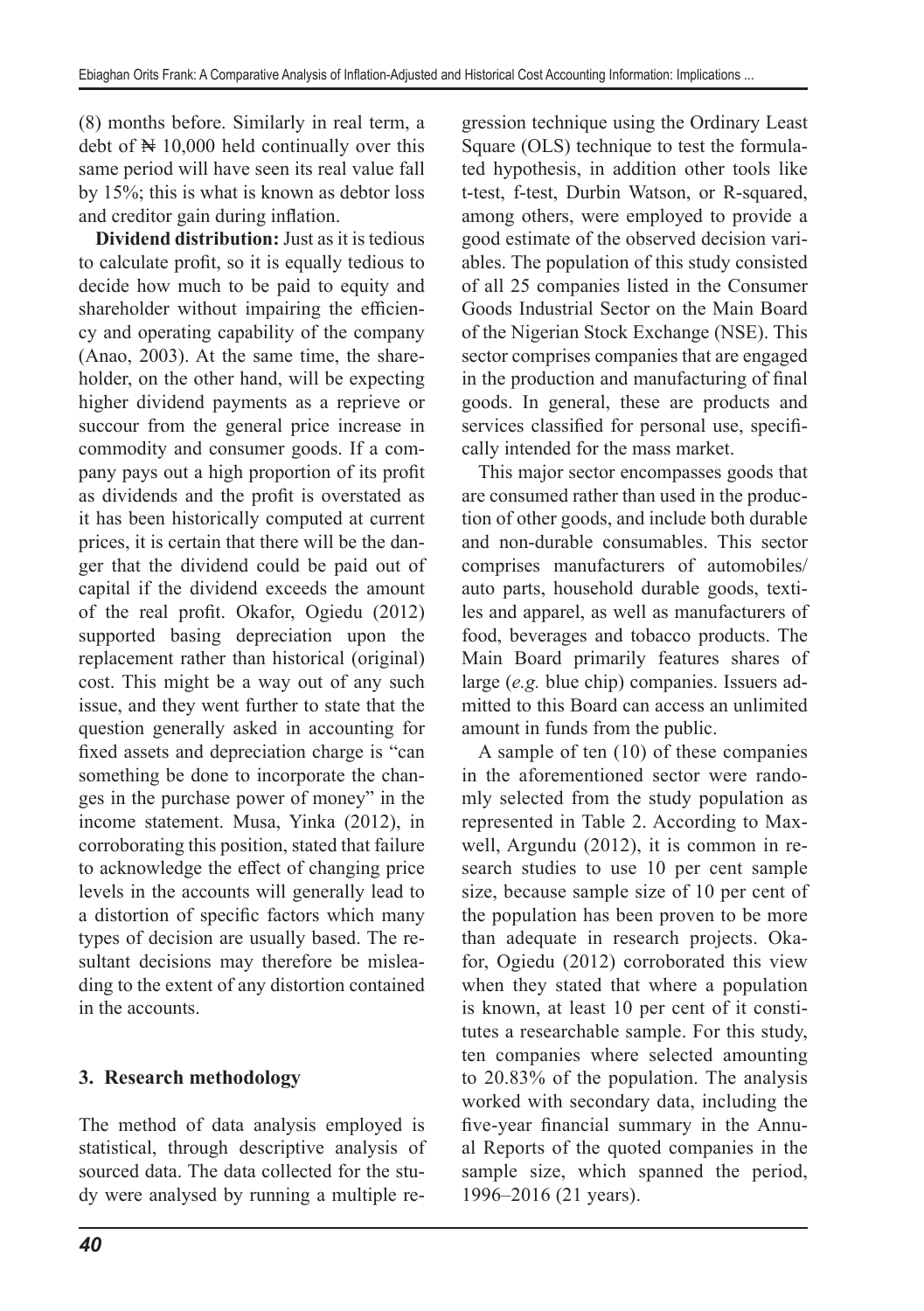(8) months before. Similarly in real term, a debt of ₦ 10,000 held continually over this same period will have seen its real value fall by 15%; this is what is known as debtor loss and creditor gain during inflation.

**Dividend distribution:** Just as it is tedious to calculate profit, so it is equally tedious to decide how much to be paid to equity and shareholder without impairing the efficiency and operating capability of the company (Anao, 2003). At the same time, the shareholder, on the other hand, will be expecting higher dividend payments as a reprieve or succour from the general price increase in commodity and consumer goods. If a company pays out a high proportion of its profit as dividends and the profit is overstated as it has been historically computed at current prices, it is certain that there will be the danger that the dividend could be paid out of capital if the dividend exceeds the amount of the real profit. Okafor, Ogiedu (2012) supported basing depreciation upon the replacement rather than historical (original) cost. This might be a way out of any such issue, and they went further to state that the question generally asked in accounting for fixed assets and depreciation charge is "can something be done to incorporate the changes in the purchase power of money" in the income statement. Musa, Yinka (2012), in corroborating this position, stated that failure to acknowledge the effect of changing price levels in the accounts will generally lead to a distortion of specific factors which many types of decision are usually based. The resultant decisions may therefore be misleading to the extent of any distortion contained in the accounts.

## 3. Research methodology

The method of data analysis employed is statistical, through descriptive analysis of sourced data. The data collected for the study were analysed by running a multiple regression technique using the Ordinary Least Square (OLS) technique to test the formulated hypothesis, in addition other tools like t-test, f-test, Durbin Watson, or R-squared, among others, were employed to provide a good estimate of the observed decision variables. The population of this study consisted of all 25 companies listed in the Consumer Goods Industrial Sector on the Main Board of the Nigerian Stock Exchange (NSE). This sector comprises companies that are engaged in the production and manufacturing of final goods. In general, these are products and services classified for personal use, specifically intended for the mass market.

This major sector encompasses goods that are consumed rather than used in the production of other goods, and include both durable and non-durable consumables. This sector comprises manufacturers of automobiles/auto parts, household durable goods, textiles and apparel, as well as manufacturers of food, beverages and tobacco products. The Main Board primarily features shares of large (*e.g.* blue chip) companies. Issuers admitted to this Board can access an unlimited amount in funds from the public.

A sample of ten (10) of these companies in the aforementioned sector were randomly selected from the study population as represented in Table 2. According to Maxwell, Argundu (2012), it is common in research studies to use 10 per cent sample size, because sample size of 10 per cent of the population has been proven to be more than adequate in research projects. Okafor, Ogiedu (2012) corroborated this view when they stated that where a population is known, at least 10 per cent of it constitutes a researchable sample. For this study, ten companies where selected amounting to 20.83% of the population. The analysis worked with secondary data, including the five-year financial summary in the Annual Reports of the quoted companies in the sample size, which spanned the period, 1996–2016 (21 years).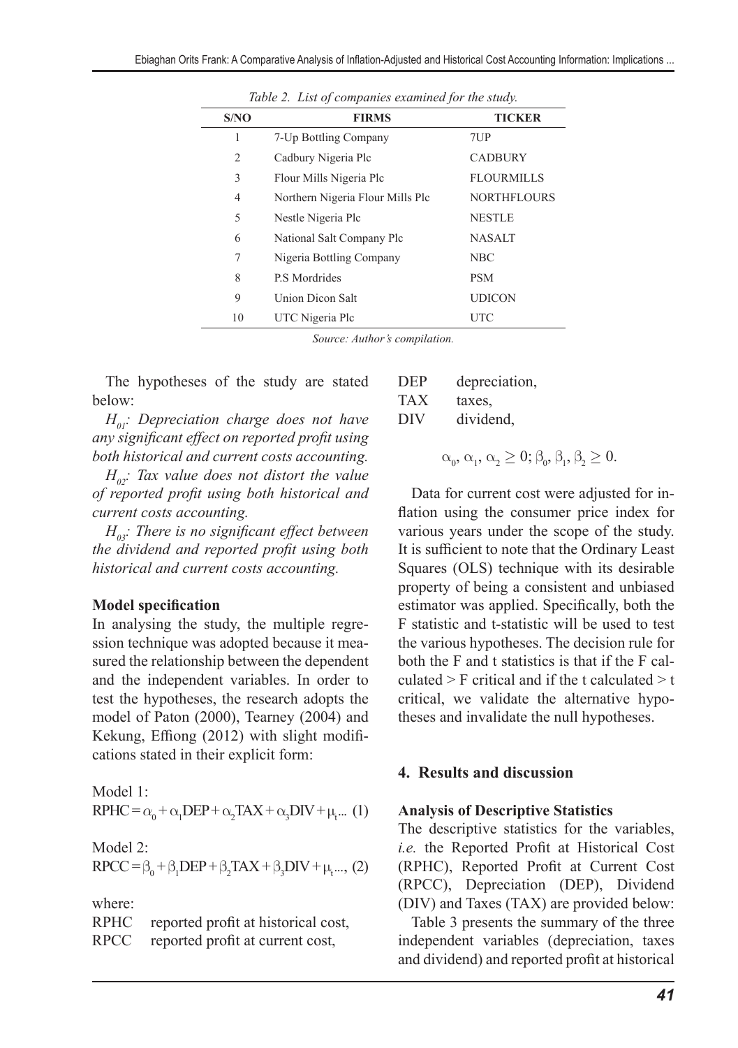*Table 2. List of companies examined for the study.*

| S/NO | FIRMS | TICKER |
|---|---|---|
| 1 | 7-Up Bottling Company | 7UP |
| 2 | Cadbury Nigeria Plc | CADBURY |
| 3 | Flour Mills Nigeria Plc | FLOURMILLS |
| 4 | Northern Nigeria Flour Mills Plc | NORTHFLOURS |
| 5 | Nestle Nigeria Plc | NESTLE |
| 6 | National Salt Company Plc | NASALT |
| 7 | Nigeria Bottling Company | NBC |
| 8 | P.S Mordrides | PSM |
| 9 | Union Dicon Salt | UDICON |
| 10 | UTC Nigeria Plc | UTC |

*Source: Author's compilation.*

The hypotheses of the study are stated below:

*$H_{01}$: Depreciation charge does not have any significant effect on reported profit using both historical and current costs accounting.*

*$H_{02}$: Tax value does not distort the value of reported profit using both historical and current costs accounting.*

*$H_{03}$: There is no significant effect between the dividend and reported profit using both historical and current costs accounting.*

**Model specification**

In analysing the study, the multiple regression technique was adopted because it measured the relationship between the dependent and the independent variables. In order to test the hypotheses, the research adopts the model of Paton (2000), Tearney (2004) and Kekung, Effiong (2012) with slight modifications stated in their explicit form:

Model 1:

$$RPHC = \alpha_0 + \alpha_1 DEP + \alpha_2 TAX + \alpha_3 DIV + \mu_t \ldots \quad (1)$$

Model 2:

$$RPCC = \beta_0 + \beta_1 DEP + \beta_2 TAX + \beta_3 DIV + \mu_t \ldots, \quad (2)$$

where:

RPHC reported profit at historical cost,
RPCC reported profit at current cost,
DEP depreciation,
TAX taxes,
DIV dividend,

$$\alpha_0, \alpha_1, \alpha_2 \geq 0; \beta_0, \beta_1, \beta_2 \geq 0.$$

Data for current cost were adjusted for inflation using the consumer price index for various years under the scope of the study. It is sufficient to note that the Ordinary Least Squares (OLS) technique with its desirable property of being a consistent and unbiased estimator was applied. Specifically, both the F statistic and t-statistic will be used to test the various hypotheses. The decision rule for both the F and t statistics is that if the F calculated > F critical and if the t calculated > t critical, we validate the alternative hypotheses and invalidate the null hypotheses.

## 4. Results and discussion

**Analysis of Descriptive Statistics**

The descriptive statistics for the variables, *i.e.* the Reported Profit at Historical Cost (RPHC), Reported Profit at Current Cost (RPCC), Depreciation (DEP), Dividend (DIV) and Taxes (TAX) are provided below:

Table 3 presents the summary of the three independent variables (depreciation, taxes and dividend) and reported profit at historical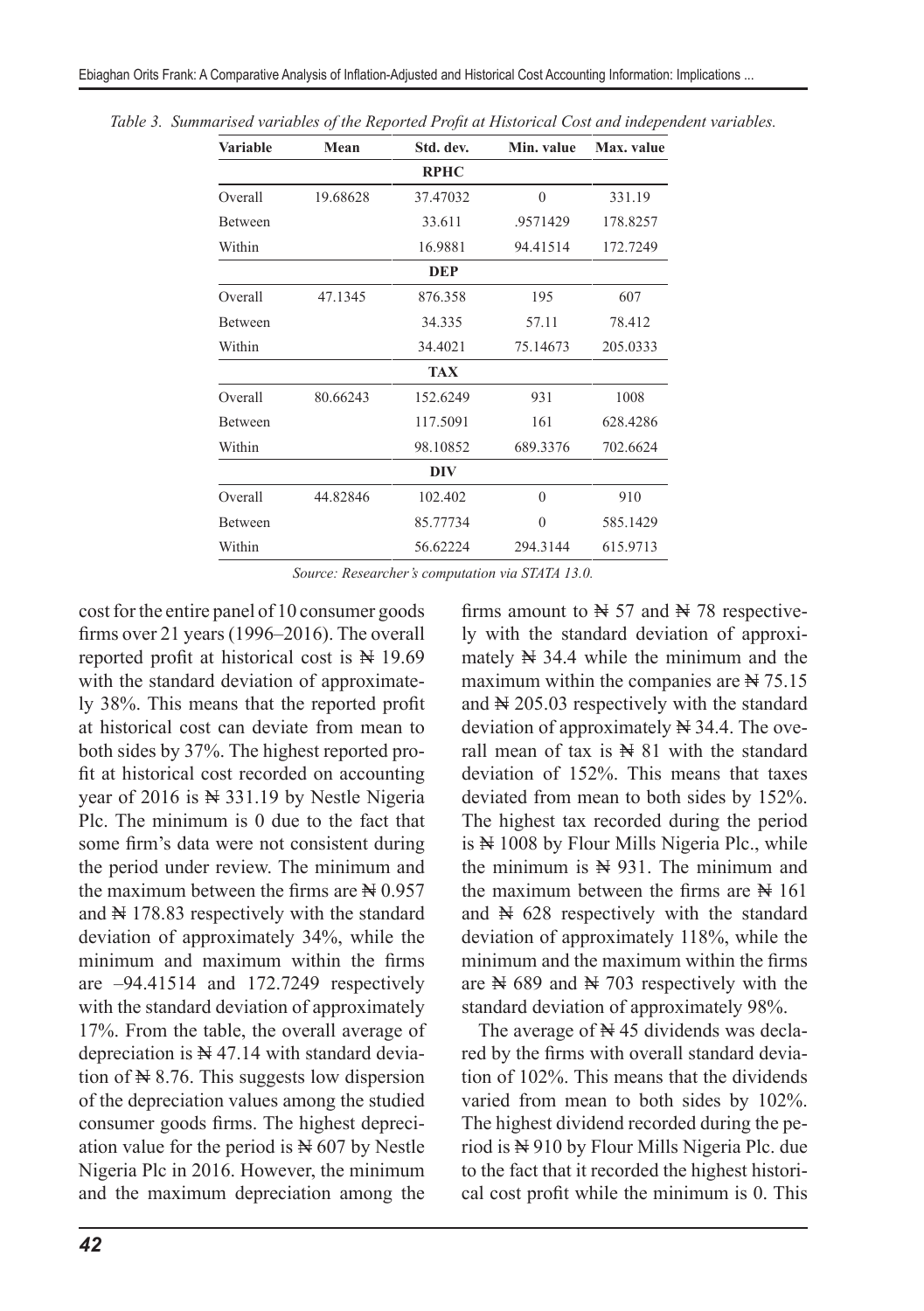*Table 3. Summarised variables of the Reported Profit at Historical Cost and independent variables.*

| Variable | Mean | Std. dev. | Min. value | Max. value |
|---|---|---|---|---|
| | | **RPHC** | | |
| Overall | 19.68628 | 37.47032 | 0 | 331.19 |
| Between | | 33.611 | .9571429 | 178.8257 |
| Within | | 16.9881 | 94.41514 | 172.7249 |
| | | **DEP** | | |
| Overall | 47.1345 | 876.358 | 195 | 607 |
| Between | | 34.335 | 57.11 | 78.412 |
| Within | | 34.4021 | 75.14673 | 205.0333 |
| | | **TAX** | | |
| Overall | 80.66243 | 152.6249 | 931 | 1008 |
| Between | | 117.5091 | 161 | 628.4286 |
| Within | | 98.10852 | 689.3376 | 702.6624 |
| | | **DIV** | | |
| Overall | 44.82846 | 102.402 | 0 | 910 |
| Between | | 85.77734 | 0 | 585.1429 |
| Within | | 56.62224 | 294.3144 | 615.9713 |

*Source: Researcher's computation via STATA 13.0.*

cost for the entire panel of 10 consumer goods firms over 21 years (1996–2016). The overall reported profit at historical cost is ₦ 19.69 with the standard deviation of approximately 38%. This means that the reported profit at historical cost can deviate from mean to both sides by 37%. The highest reported profit at historical cost recorded on accounting year of 2016 is ₦ 331.19 by Nestle Nigeria Plc. The minimum is 0 due to the fact that some firm's data were not consistent during the period under review. The minimum and the maximum between the firms are ₦ 0.957 and ₦ 178.83 respectively with the standard deviation of approximately 34%, while the minimum and maximum within the firms are –94.41514 and 172.7249 respectively with the standard deviation of approximately 17%. From the table, the overall average of depreciation is ₦ 47.14 with standard deviation of ₦ 8.76. This suggests low dispersion of the depreciation values among the studied consumer goods firms. The highest depreciation value for the period is ₦ 607 by Nestle Nigeria Plc in 2016. However, the minimum and the maximum depreciation among the firms amount to ₦ 57 and ₦ 78 respectively with the standard deviation of approximately ₦ 34.4 while the minimum and the maximum within the companies are ₦ 75.15 and ₦ 205.03 respectively with the standard deviation of approximately ₦ 34.4. The overall mean of tax is ₦ 81 with the standard deviation of 152%. This means that taxes deviated from mean to both sides by 152%. The highest tax recorded during the period is ₦ 1008 by Flour Mills Nigeria Plc., while the minimum is ₦ 931. The minimum and the maximum between the firms are ₦ 161 and ₦ 628 respectively with the standard deviation of approximately 118%, while the minimum and the maximum within the firms are ₦ 689 and ₦ 703 respectively with the standard deviation of approximately 98%.

The average of ₦ 45 dividends was declared by the firms with overall standard deviation of 102%. This means that the dividends varied from mean to both sides by 102%. The highest dividend recorded during the period is ₦ 910 by Flour Mills Nigeria Plc. due to the fact that it recorded the highest historical cost profit while the minimum is 0. This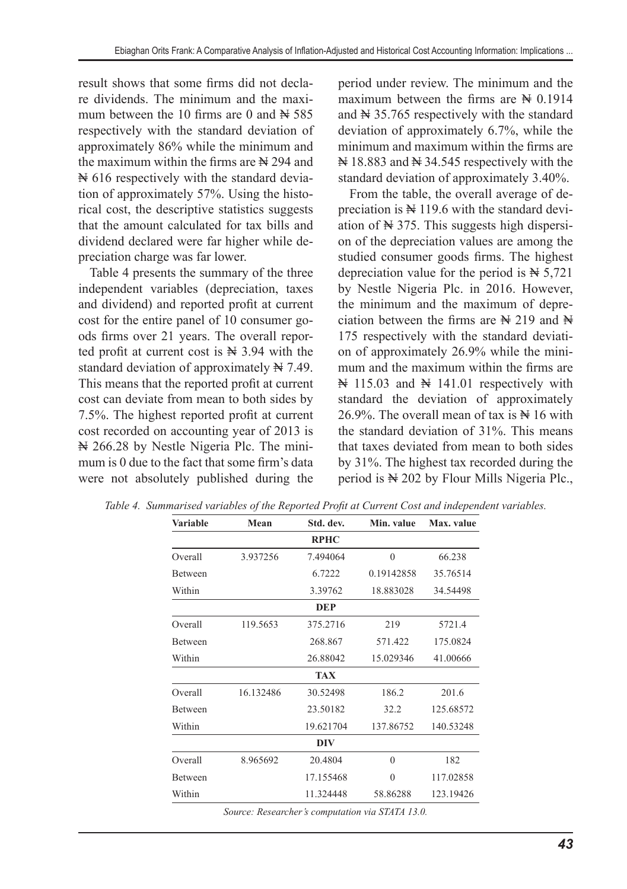result shows that some firms did not declare dividends. The minimum and the maximum between the 10 firms are 0 and ₦ 585 respectively with the standard deviation of approximately 86% while the minimum and the maximum within the firms are ₦ 294 and ₦ 616 respectively with the standard deviation of approximately 57%. Using the historical cost, the descriptive statistics suggests that the amount calculated for tax bills and dividend declared were far higher while depreciation charge was far lower.

Table 4 presents the summary of the three independent variables (depreciation, taxes and dividend) and reported profit at current cost for the entire panel of 10 consumer goods firms over 21 years. The overall reported profit at current cost is ₦ 3.94 with the standard deviation of approximately ₦ 7.49. This means that the reported profit at current cost can deviate from mean to both sides by 7.5%. The highest reported profit at current cost recorded on accounting year of 2013 is ₦ 266.28 by Nestle Nigeria Plc. The minimum is 0 due to the fact that some firm's data were not absolutely published during the period under review. The minimum and the maximum between the firms are ₦ 0.1914 and ₦ 35.765 respectively with the standard deviation of approximately 6.7%, while the minimum and maximum within the firms are ₦ 18.883 and ₦ 34.545 respectively with the standard deviation of approximately 3.40%.

From the table, the overall average of depreciation is ₦ 119.6 with the standard deviation of ₦ 375. This suggests high dispersion of the depreciation values are among the studied consumer goods firms. The highest depreciation value for the period is ₦ 5,721 by Nestle Nigeria Plc. in 2016. However, the minimum and the maximum of depreciation between the firms are ₦ 219 and ₦ 175 respectively with the standard deviation of approximately 26.9% while the minimum and the maximum within the firms are ₦ 115.03 and ₦ 141.01 respectively with standard the deviation of approximately 26.9%. The overall mean of tax is ₦ 16 with the standard deviation of 31%. This means that taxes deviated from mean to both sides by 31%. The highest tax recorded during the period is ₦ 202 by Flour Mills Nigeria Plc.,

*Table 4. Summarised variables of the Reported Profit at Current Cost and independent variables.*

| Variable | Mean | Std. dev. | Min. value | Max. value |
|---|---|---|---|---|
| | | **RPHC** | | |
| Overall | 3.937256 | 7.494064 | 0 | 66.238 |
| Between | | 6.7222 | 0.19142858 | 35.76514 |
| Within | | 3.39762 | 18.883028 | 34.54498 |
| | | **DEP** | | |
| Overall | 119.5653 | 375.2716 | 219 | 5721.4 |
| Between | | 268.867 | 571.422 | 175.0824 |
| Within | | 26.88042 | 15.029346 | 41.00666 |
| | | **TAX** | | |
| Overall | 16.132486 | 30.52498 | 186.2 | 201.6 |
| Between | | 23.50182 | 32.2 | 125.68572 |
| Within | | 19.621704 | 137.86752 | 140.53248 |
| | | **DIV** | | |
| Overall | 8.965692 | 20.4804 | 0 | 182 |
| Between | | 17.155468 | 0 | 117.02858 |
| Within | | 11.324448 | 58.86288 | 123.19426 |

*Source: Researcher's computation via STATA 13.0.*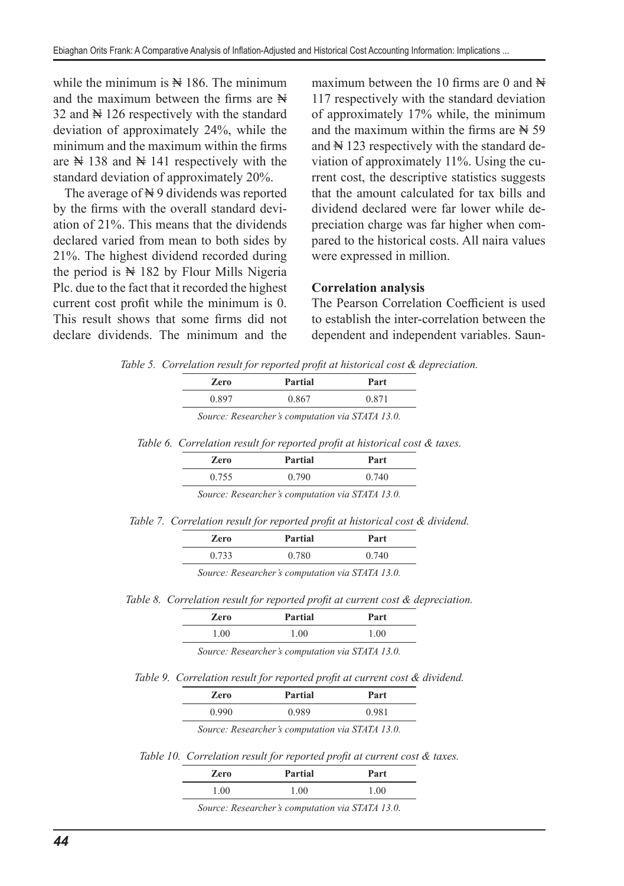while the minimum is ₦ 186. The minimum and the maximum between the firms are ₦ 32 and ₦ 126 respectively with the standard deviation of approximately 24%, while the minimum and the maximum within the firms are ₦ 138 and ₦ 141 respectively with the standard deviation of approximately 20%.

The average of ₦ 9 dividends was reported by the firms with the overall standard deviation of 21%. This means that the dividends declared varied from mean to both sides by 21%. The highest dividend recorded during the period is ₦ 182 by Flour Mills Nigeria Plc. due to the fact that it recorded the highest current cost profit while the minimum is 0. This result shows that some firms did not declare dividends. The minimum and the maximum between the 10 firms are 0 and ₦ 117 respectively with the standard deviation of approximately 17% while, the minimum and the maximum within the firms are ₦ 59 and ₦ 123 respectively with the standard deviation of approximately 11%. Using the current cost, the descriptive statistics suggests that the amount calculated for tax bills and dividend declared were far lower while depreciation charge was far higher when compared to the historical costs. All naira values were expressed in million.

**Correlation analysis**

The Pearson Correlation Coefficient is used to establish the inter-correlation between the dependent and independent variables. Saun-

*Table 5. Correlation result for reported profit at historical cost & depreciation.*

| Zero | Partial | Part |
|---|---|---|
| 0.897 | 0.867 | 0.871 |

*Source: Researcher's computation via STATA 13.0.*

*Table 6. Correlation result for reported profit at historical cost & taxes.*

| Zero | Partial | Part |
|---|---|---|
| 0.755 | 0.790 | 0.740 |

*Source: Researcher's computation via STATA 13.0.*

*Table 7. Correlation result for reported profit at historical cost & dividend.*

| Zero | Partial | Part |
|---|---|---|
| 0.733 | 0.780 | 0.740 |

*Source: Researcher's computation via STATA 13.0.*

*Table 8. Correlation result for reported profit at current cost & depreciation.*

| Zero | Partial | Part |
|---|---|---|
| 1.00 | 1.00 | 1.00 |

*Source: Researcher's computation via STATA 13.0.*

*Table 9. Correlation result for reported profit at current cost & dividend.*

| Zero | Partial | Part |
|---|---|---|
| 0.990 | 0.989 | 0.981 |

*Source: Researcher's computation via STATA 13.0.*

*Table 10. Correlation result for reported profit at current cost & taxes.*

| Zero | Partial | Part |
|---|---|---|
| 1.00 | 1.00 | 1.00 |

*Source: Researcher's computation via STATA 13.0.*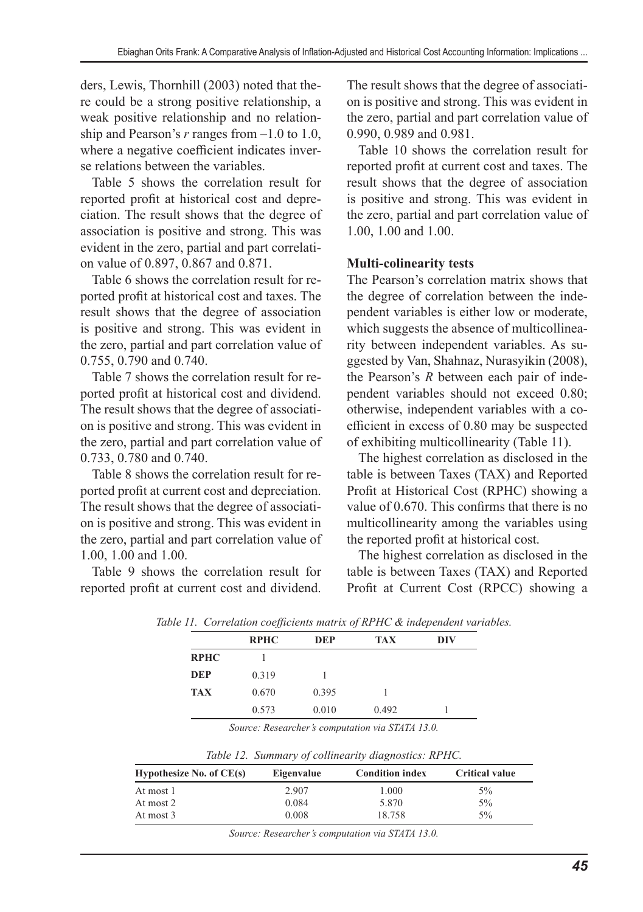ders, Lewis, Thornhill (2003) noted that there could be a strong positive relationship, a weak positive relationship and no relationship and Pearson's *r* ranges from –1.0 to 1.0, where a negative coefficient indicates inverse relations between the variables.

Table 5 shows the correlation result for reported profit at historical cost and depreciation. The result shows that the degree of association is positive and strong. This was evident in the zero, partial and part correlation value of 0.897, 0.867 and 0.871.

Table 6 shows the correlation result for reported profit at historical cost and taxes. The result shows that the degree of association is positive and strong. This was evident in the zero, partial and part correlation value of 0.755, 0.790 and 0.740.

Table 7 shows the correlation result for reported profit at historical cost and dividend. The result shows that the degree of association is positive and strong. This was evident in the zero, partial and part correlation value of 0.733, 0.780 and 0.740.

Table 8 shows the correlation result for reported profit at current cost and depreciation. The result shows that the degree of association is positive and strong. This was evident in the zero, partial and part correlation value of 1.00, 1.00 and 1.00.

Table 9 shows the correlation result for reported profit at current cost and dividend. The result shows that the degree of association is positive and strong. This was evident in the zero, partial and part correlation value of 0.990, 0.989 and 0.981.

Table 10 shows the correlation result for reported profit at current cost and taxes. The result shows that the degree of association is positive and strong. This was evident in the zero, partial and part correlation value of 1.00, 1.00 and 1.00.

**Multi-colinearity tests**

The Pearson's correlation matrix shows that the degree of correlation between the independent variables is either low or moderate, which suggests the absence of multicollinearity between independent variables. As suggested by Van, Shahnaz, Nurasyikin (2008), the Pearson's *R* between each pair of independent variables should not exceed 0.80; otherwise, independent variables with a coefficient in excess of 0.80 may be suspected of exhibiting multicollinearity (Table 11).

The highest correlation as disclosed in the table is between Taxes (TAX) and Reported Profit at Historical Cost (RPHC) showing a value of 0.670. This confirms that there is no multicollinearity among the variables using the reported profit at historical cost.

The highest correlation as disclosed in the table is between Taxes (TAX) and Reported Profit at Current Cost (RPCC) showing a

*Table 11. Correlation coefficients matrix of RPHC & independent variables.*

| | **RPHC** | **DEP** | **TAX** | **DIV** |
|---|---|---|---|---|
| **RPHC** | 1 | | | |
| **DEP** | 0.319 | 1 | | |
| **TAX** | 0.670 | 0.395 | 1 | |
| | 0.573 | 0.010 | 0.492 | 1 |

*Source: Researcher's computation via STATA 13.0.*

*Table 12. Summary of collinearity diagnostics: RPHC.*

| Hypothesize No. of CE(s) | Eigenvalue | Condition index | Critical value |
|---|---|---|---|
| At most 1 | 2.907 | 1.000 | 5% |
| At most 2 | 0.084 | 5.870 | 5% |
| At most 3 | 0.008 | 18.758 | 5% |

*Source: Researcher's computation via STATA 13.0.*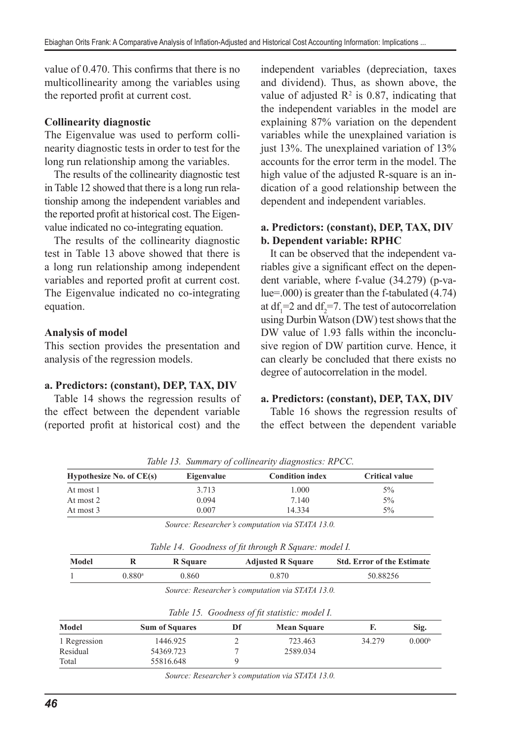value of 0.470. This confirms that there is no multicollinearity among the variables using the reported profit at current cost.

### Collinearity diagnostic

The Eigenvalue was used to perform collinearity diagnostic tests in order to test for the long run relationship among the variables.

The results of the collinearity diagnostic test in Table 12 showed that there is a long run relationship among the independent variables and the reported profit at historical cost. The Eigenvalue indicated no co-integrating equation.

The results of the collinearity diagnostic test in Table 13 above showed that there is a long run relationship among independent variables and reported profit at current cost. The Eigenvalue indicated no co-integrating equation.

### Analysis of model

This section provides the presentation and analysis of the regression models.

**a. Predictors: (constant), DEP, TAX, DIV**

Table 14 shows the regression results of the effect between the dependent variable (reported profit at historical cost) and the independent variables (depreciation, taxes and dividend). Thus, as shown above, the value of adjusted $R^2$ is 0.87, indicating that the independent variables in the model are explaining 87% variation on the dependent variables while the unexplained variation is just 13%. The unexplained variation of 13% accounts for the error term in the model. The high value of the adjusted R-square is an indication of a good relationship between the dependent and independent variables.

**a. Predictors: (constant), DEP, TAX, DIV**
**b. Dependent variable: RPHC**

It can be observed that the independent variables give a significant effect on the dependent variable, where f-value (34.279) (p-value=.000) is greater than the f-tabulated (4.74) at $df_1$=2 and $df_2$=7. The test of autocorrelation using Durbin Watson (DW) test shows that the DW value of 1.93 falls within the inconclusive region of DW partition curve. Hence, it can clearly be concluded that there exists no degree of autocorrelation in the model.

**a. Predictors: (constant), DEP, TAX, DIV**

Table 16 shows the regression results of the effect between the dependent variable

*Table 13. Summary of collinearity diagnostics: RPCC.*

| Hypothesize No. of CE(s) | Eigenvalue | Condition index | Critical value |
|---|---|---|---|
| At most 1 | 3.713 | 1.000 | 5% |
| At most 2 | 0.094 | 7.140 | 5% |
| At most 3 | 0.007 | 14.334 | 5% |

*Source: Researcher's computation via STATA 13.0.*

*Table 14. Goodness of fit through R Square: model I.*

| Model | R | R Square | Adjusted R Square | Std. Error of the Estimate |
|---|---|---|---|---|
| 1 | 0.880[a] | 0.860 | 0.870 | 50.88256 |

*Source: Researcher's computation via STATA 13.0.*

*Table 15. Goodness of fit statistic: model I.*

| Model | Sum of Squares | Df | Mean Square | F. | Sig. |
|---|---|---|---|---|---|
| 1 Regression | 1446.925 | 2 | 723.463 | 34.279 | 0.000[b] |
| Residual | 54369.723 | 7 | 2589.034 | | |
| Total | 55816.648 | 9 | | | |

*Source: Researcher's computation via STATA 13.0.*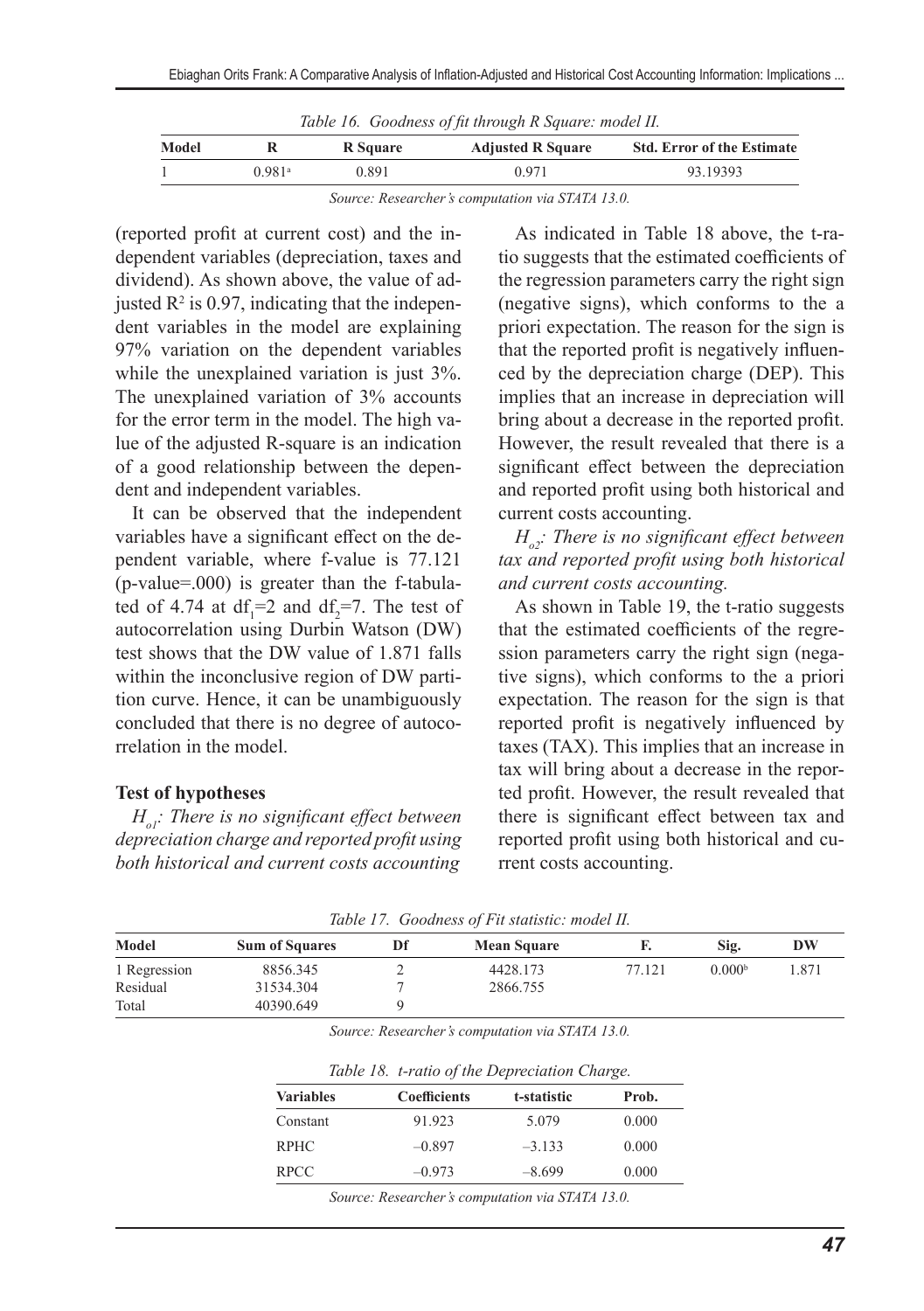*Table 16. Goodness of fit through R Square: model II.*

| Model | R | R Square | Adjusted R Square | Std. Error of the Estimate |
|---|---|---|---|---|
| 1 | 0.981[a] | 0.891 | 0.971 | 93.19393 |

*Source: Researcher's computation via STATA 13.0.*

(reported profit at current cost) and the independent variables (depreciation, taxes and dividend). As shown above, the value of adjusted $R^2$ is 0.97, indicating that the independent variables in the model are explaining 97% variation on the dependent variables while the unexplained variation is just 3%. The unexplained variation of 3% accounts for the error term in the model. The high value of the adjusted R-square is an indication of a good relationship between the dependent and independent variables.

It can be observed that the independent variables have a significant effect on the dependent variable, where f-value is 77.121 (p-value=.000) is greater than the f-tabulated of 4.74 at $df_1=2$ and $df_2=7$. The test of autocorrelation using Durbin Watson (DW) test shows that the DW value of 1.871 falls within the inconclusive region of DW partition curve. Hence, it can be unambiguously concluded that there is no degree of autocorrelation in the model.

**Test of hypotheses**

*$H_{o1}$: There is no significant effect between depreciation charge and reported profit using both historical and current costs accounting*

As indicated in Table 18 above, the t-ratio suggests that the estimated coefficients of the regression parameters carry the right sign (negative signs), which conforms to the a priori expectation. The reason for the sign is that the reported profit is negatively influenced by the depreciation charge (DEP). This implies that an increase in depreciation will bring about a decrease in the reported profit. However, the result revealed that there is a significant effect between the depreciation and reported profit using both historical and current costs accounting.

*$H_{o2}$: There is no significant effect between tax and reported profit using both historical and current costs accounting.*

As shown in Table 19, the t-ratio suggests that the estimated coefficients of the regression parameters carry the right sign (negative signs), which conforms to the a priori expectation. The reason for the sign is that reported profit is negatively influenced by taxes (TAX). This implies that an increase in tax will bring about a decrease in the reported profit. However, the result revealed that there is significant effect between tax and reported profit using both historical and current costs accounting.

*Table 17. Goodness of Fit statistic: model II.*

| Model | Sum of Squares | Df | Mean Square | F. | Sig. | DW |
|---|---|---|---|---|---|---|
| 1 Regression | 8856.345 | 2 | 4428.173 | 77.121 | 0.000[b] | 1.871 |
| Residual | 31534.304 | 7 | 2866.755 | | | |
| Total | 40390.649 | 9 | | | | |

*Source: Researcher's computation via STATA 13.0.*

*Table 18. t-ratio of the Depreciation Charge.*

| Variables | Coefficients | t-statistic | Prob. |
|---|---|---|---|
| Constant | 91.923 | 5.079 | 0.000 |
| RPHC | –0.897 | –3.133 | 0.000 |
| RPCC | –0.973 | –8.699 | 0.000 |

*Source: Researcher's computation via STATA 13.0.*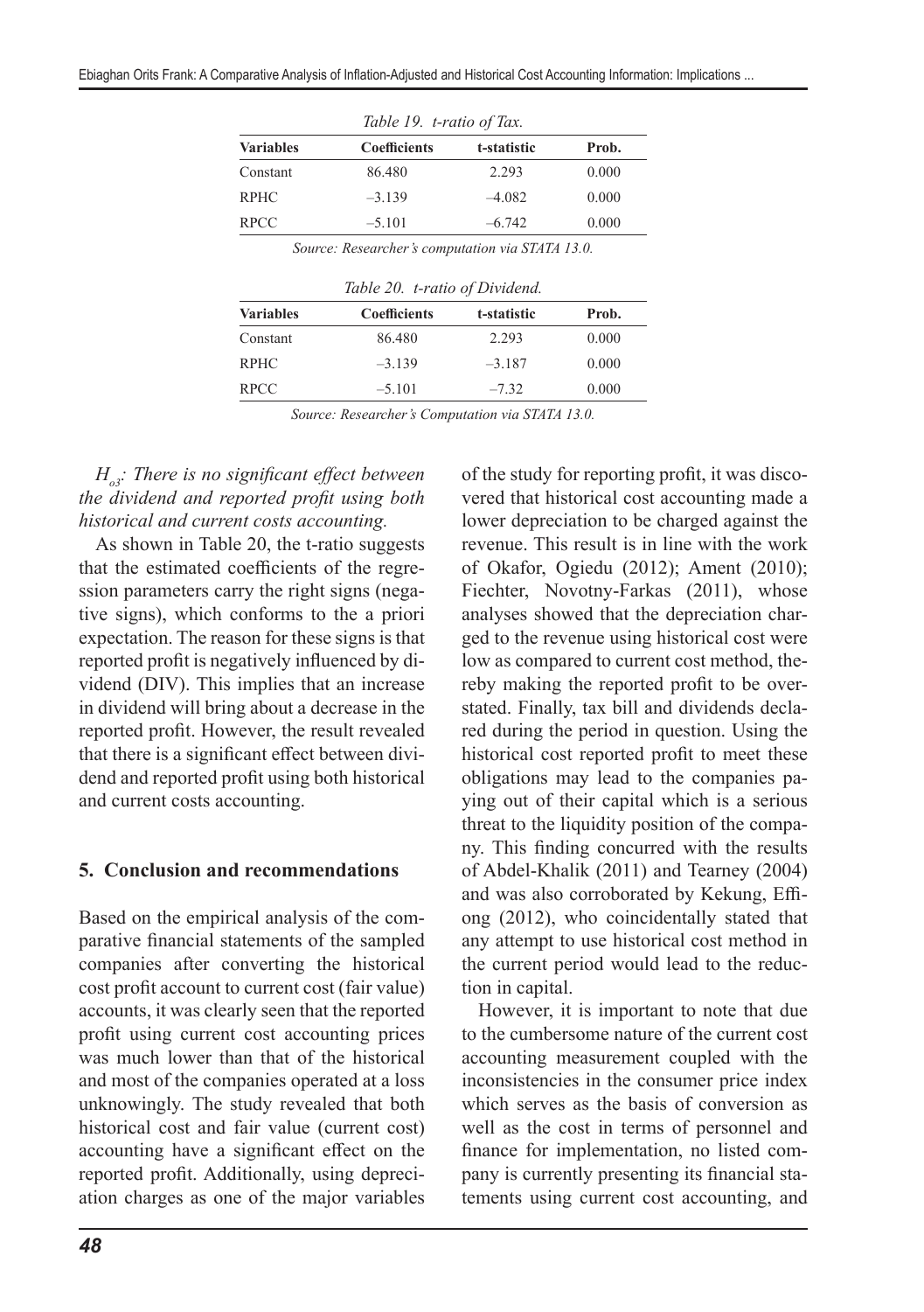*Table 19. t-ratio of Tax.*

| Variables | Coefficients | t-statistic | Prob. |
|---|---|---|---|
| Constant | 86.480 | 2.293 | 0.000 |
| RPHC | –3.139 | –4.082 | 0.000 |
| RPCC | –5.101 | –6.742 | 0.000 |

*Source: Researcher's computation via STATA 13.0.*

*Table 20. t-ratio of Dividend.*

| Variables | Coefficients | t-statistic | Prob. |
|---|---|---|---|
| Constant | 86.480 | 2.293 | 0.000 |
| RPHC | –3.139 | –3.187 | 0.000 |
| RPCC | –5.101 | –7.32 | 0.000 |

*Source: Researcher's Computation via STATA 13.0.*

*$H_{o3}$: There is no significant effect between the dividend and reported profit using both historical and current costs accounting.*

As shown in Table 20, the t-ratio suggests that the estimated coefficients of the regression parameters carry the right signs (negative signs), which conforms to the a priori expectation. The reason for these signs is that reported profit is negatively influenced by dividend (DIV). This implies that an increase in dividend will bring about a decrease in the reported profit. However, the result revealed that there is a significant effect between dividend and reported profit using both historical and current costs accounting.

## 5. Conclusion and recommendations

Based on the empirical analysis of the comparative financial statements of the sampled companies after converting the historical cost profit account to current cost (fair value) accounts, it was clearly seen that the reported profit using current cost accounting prices was much lower than that of the historical and most of the companies operated at a loss unknowingly. The study revealed that both historical cost and fair value (current cost) accounting have a significant effect on the reported profit. Additionally, using depreciation charges as one of the major variables of the study for reporting profit, it was discovered that historical cost accounting made a lower depreciation to be charged against the revenue. This result is in line with the work of Okafor, Ogiedu (2012); Ament (2010); Fiechter, Novotny-Farkas (2011), whose analyses showed that the depreciation charged to the revenue using historical cost were low as compared to current cost method, thereby making the reported profit to be overstated. Finally, tax bill and dividends declared during the period in question. Using the historical cost reported profit to meet these obligations may lead to the companies paying out of their capital which is a serious threat to the liquidity position of the company. This finding concurred with the results of Abdel-Khalik (2011) and Tearney (2004) and was also corroborated by Kekung, Effiong (2012), who coincidentally stated that any attempt to use historical cost method in the current period would lead to the reduction in capital.

However, it is important to note that due to the cumbersome nature of the current cost accounting measurement coupled with the inconsistencies in the consumer price index which serves as the basis of conversion as well as the cost in terms of personnel and finance for implementation, no listed company is currently presenting its financial statements using current cost accounting, and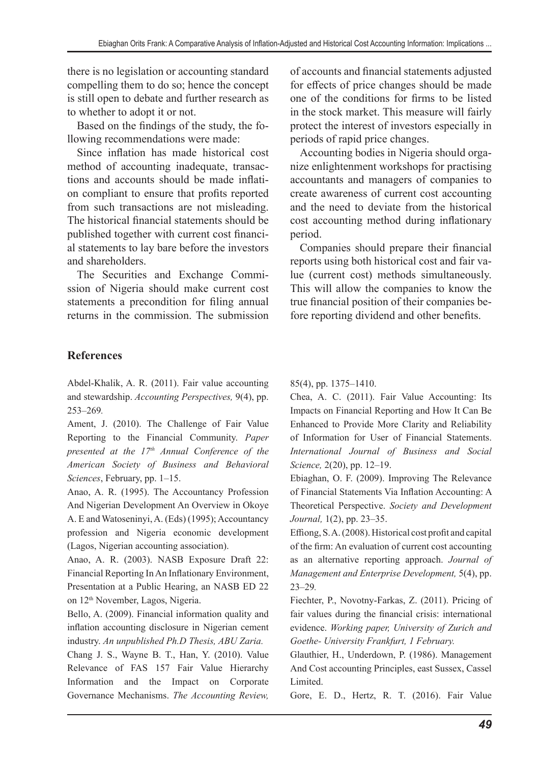there is no legislation or accounting standard compelling them to do so; hence the concept is still open to debate and further research as to whether to adopt it or not.

Based on the findings of the study, the following recommendations were made:

Since inflation has made historical cost method of accounting inadequate, transactions and accounts should be made inflation compliant to ensure that profits reported from such transactions are not misleading. The historical financial statements should be published together with current cost financial statements to lay bare before the investors and shareholders.

The Securities and Exchange Commission of Nigeria should make current cost statements a precondition for filing annual returns in the commission. The submission of accounts and financial statements adjusted for effects of price changes should be made one of the conditions for firms to be listed in the stock market. This measure will fairly protect the interest of investors especially in periods of rapid price changes.

Accounting bodies in Nigeria should organize enlightenment workshops for practising accountants and managers of companies to create awareness of current cost accounting and the need to deviate from the historical cost accounting method during inflationary period.

Companies should prepare their financial reports using both historical cost and fair value (current cost) methods simultaneously. This will allow the companies to know the true financial position of their companies before reporting dividend and other benefits.

## References

Abdel-Khalik, A. R. (2011). Fair value accounting and stewardship. *Accounting Perspectives,* 9(4), pp. 253–269.

Ament, J. (2010). The Challenge of Fair Value Reporting to the Financial Community. *Paper presented at the 17th Annual Conference of the American Society of Business and Behavioral Sciences*, February, pp. 1–15.

Anao, A. R. (1995). The Accountancy Profession And Nigerian Development An Overview in Okoye A. E and Watoseninyi, A. (Eds) (1995); Accountancy profession and Nigeria economic development (Lagos, Nigerian accounting association).

Anao, A. R. (2003). NASB Exposure Draft 22: Financial Reporting In An Inflationary Environment, Presentation at a Public Hearing, an NASB ED 22 on 12th November, Lagos, Nigeria.

Bello, A. (2009). Financial information quality and inflation accounting disclosure in Nigerian cement industry. *An unpublished Ph.D Thesis, ABU Zaria.*

Chang J. S., Wayne B. T., Han, Y. (2010). Value Relevance of FAS 157 Fair Value Hierarchy Information and the Impact on Corporate Governance Mechanisms. *The Accounting Review,* 85(4), pp. 1375–1410.

Chea, A. C. (2011). Fair Value Accounting: Its Impacts on Financial Reporting and How It Can Be Enhanced to Provide More Clarity and Reliability of Information for User of Financial Statements. *International Journal of Business and Social Science,* 2(20), pp. 12–19.

Ebiaghan, O. F. (2009). Improving The Relevance of Financial Statements Via Inflation Accounting: A Theoretical Perspective. *Society and Development Journal,* 1(2), pp. 23–35.

Effiong, S. A. (2008). Historical cost profit and capital of the firm: An evaluation of current cost accounting as an alternative reporting approach. *Journal of Management and Enterprise Development,* 5(4), pp. 23–29.

Fiechter, P., Novotny-Farkas, Z. (2011). Pricing of fair values during the financial crisis: international evidence. *Working paper, University of Zurich and Goethe- University Frankfurt, 1 February.*

Glauthier, H., Underdown, P. (1986). Management And Cost accounting Principles, east Sussex, Cassel Limited.

Gore, E. D., Hertz, R. T. (2016). Fair Value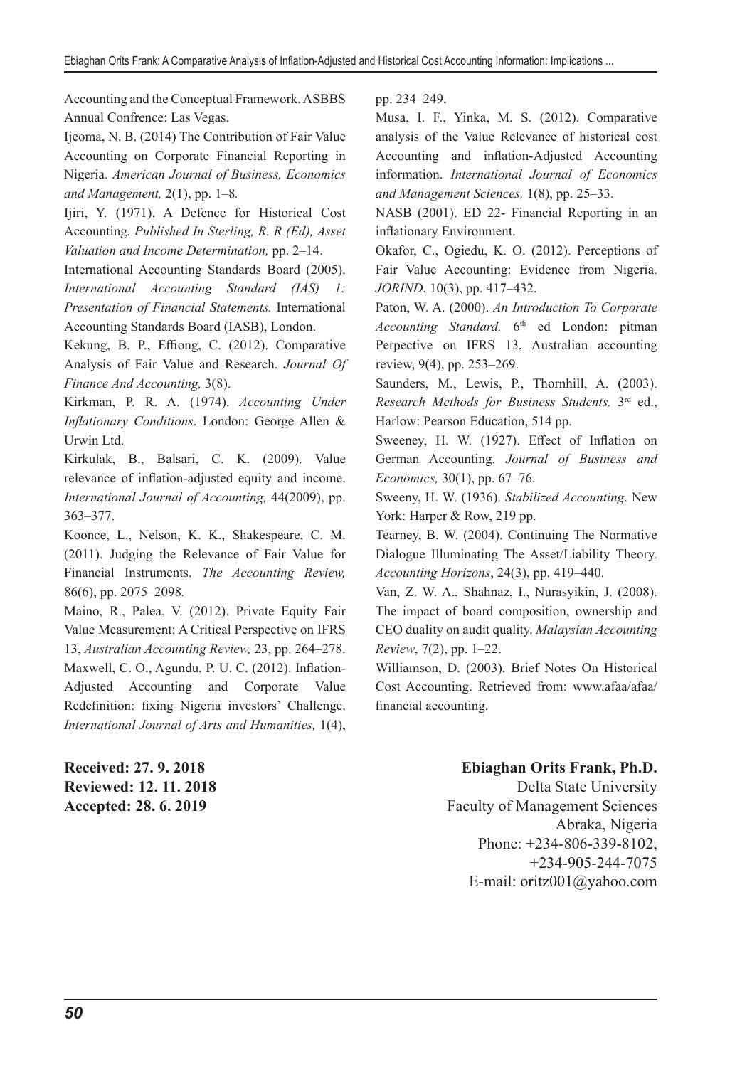Accounting and the Conceptual Framework. ASBBS Annual Confrence: Las Vegas.

Ijeoma, N. B. (2014) The Contribution of Fair Value Accounting on Corporate Financial Reporting in Nigeria. *American Journal of Business, Economics and Management,* 2(1), pp. 1–8.

Ijiri, Y. (1971). A Defence for Historical Cost Accounting. *Published In Sterling, R. R (Ed), Asset Valuation and Income Determination,* pp. 2–14.

International Accounting Standards Board (2005). *International Accounting Standard (IAS) 1: Presentation of Financial Statements.* International Accounting Standards Board (IASB), London.

Kekung, B. P., Effiong, C. (2012). Comparative Analysis of Fair Value and Research. *Journal Of Finance And Accounting,* 3(8).

Kirkman, P. R. A. (1974). *Accounting Under Inflationary Conditions*. London: George Allen & Urwin Ltd.

Kirkulak, B., Balsari, C. K. (2009). Value relevance of inflation-adjusted equity and income. *International Journal of Accounting,* 44(2009), pp. 363–377.

Koonce, L., Nelson, K. K., Shakespeare, C. M. (2011). Judging the Relevance of Fair Value for Financial Instruments. *The Accounting Review,* 86(6), pp. 2075–2098.

Maino, R., Palea, V. (2012). Private Equity Fair Value Measurement: A Critical Perspective on IFRS 13, *Australian Accounting Review,* 23, pp. 264–278.

Maxwell, C. O., Agundu, P. U. C. (2012). Inflation-Adjusted Accounting and Corporate Value Redefinition: fixing Nigeria investors' Challenge. *International Journal of Arts and Humanities,* 1(4), pp. 234–249.

Musa, I. F., Yinka, M. S. (2012). Comparative analysis of the Value Relevance of historical cost Accounting and inflation-Adjusted Accounting information. *International Journal of Economics and Management Sciences,* 1(8), pp. 25–33.

NASB (2001). ED 22- Financial Reporting in an inflationary Environment.

Okafor, C., Ogiedu, K. O. (2012). Perceptions of Fair Value Accounting: Evidence from Nigeria. *JORIND*, 10(3), pp. 417–432.

Paton, W. A. (2000). *An Introduction To Corporate Accounting Standard.* 6th ed London: pitman Perpective on IFRS 13, Australian accounting review, 9(4), pp. 253–269.

Saunders, M., Lewis, P., Thornhill, A. (2003). *Research Methods for Business Students.* 3rd ed., Harlow: Pearson Education, 514 pp.

Sweeney, H. W. (1927). Effect of Inflation on German Accounting. *Journal of Business and Economics,* 30(1), pp. 67–76.

Sweeny, H. W. (1936). *Stabilized Accounting*. New York: Harper & Row, 219 pp.

Tearney, B. W. (2004). Continuing The Normative Dialogue Illuminating The Asset/Liability Theory. *Accounting Horizons*, 24(3), pp. 419–440.

Van, Z. W. A., Shahnaz, I., Nurasyikin, J. (2008). The impact of board composition, ownership and CEO duality on audit quality. *Malaysian Accounting Review*, 7(2), pp. 1–22.

Williamson, D. (2003). Brief Notes On Historical Cost Accounting. Retrieved from: www.afaa/afaa/financial accounting.

**Received: 27. 9. 2018**
**Reviewed: 12. 11. 2018**
**Accepted: 28. 6. 2019**

**Ebiaghan Orits Frank, Ph.D.**
Delta State University
Faculty of Management Sciences
Abraka, Nigeria
Phone: +234-806-339-8102,
+234-905-244-7075
E-mail: oritz001@yahoo.com